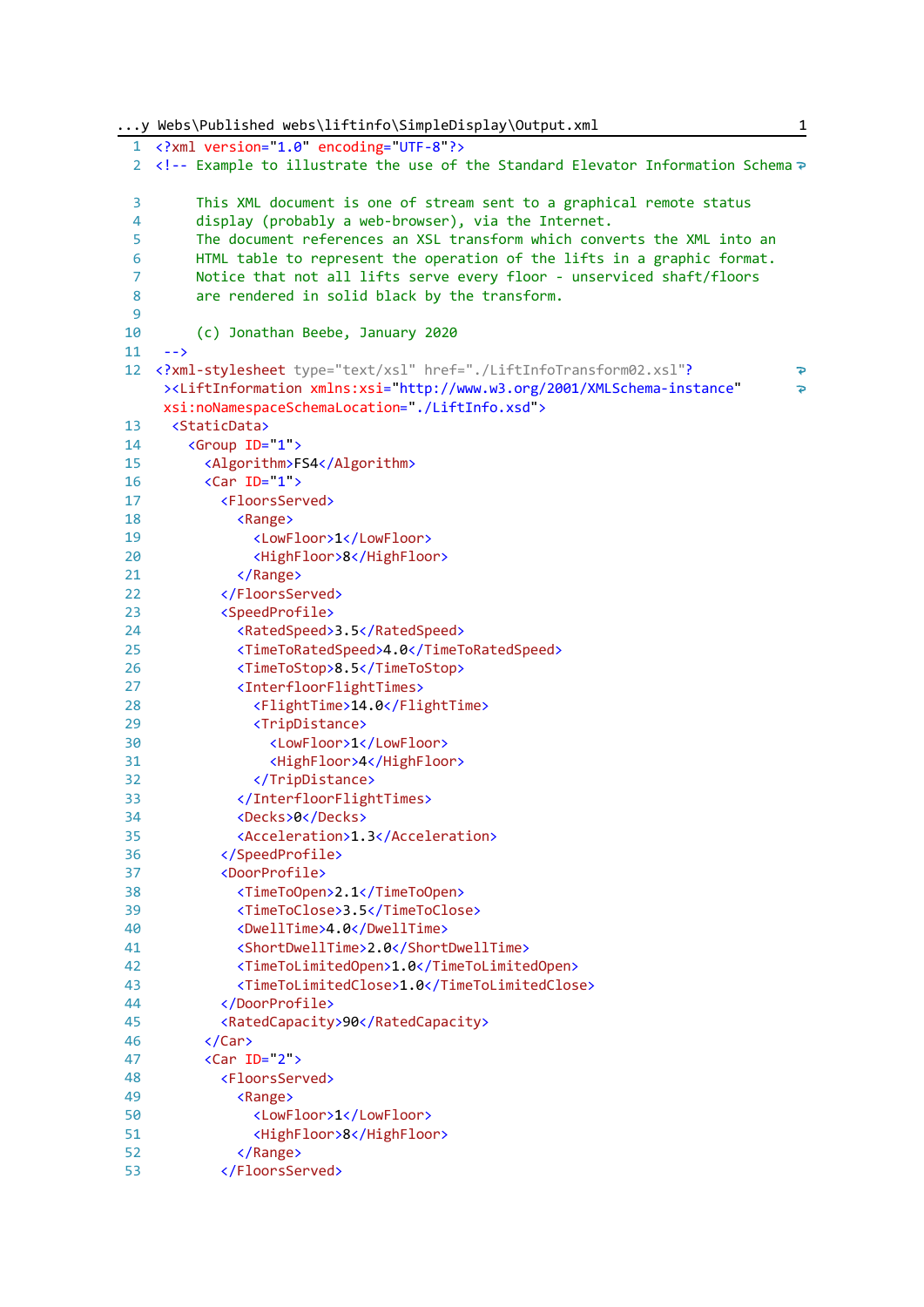```xml
<?xml version="1.0" encoding="UTF-8"?>
<!-- Example to illustrate the use of the Standard Elevator Information Schema

     This XML document is one of stream sent to a graphical remote status
     display (probably a web-browser), via the Internet.
     The document references an XSL transform which converts the XML into an
     HTML table to represent the operation of the lifts in a graphic format.
     Notice that not all lifts serve every floor - unserviced shaft/floors
     are rendered in solid black by the transform.

     (c) Jonathan Beebe, January 2020
 -->
<?xml-stylesheet type="text/xsl" href="./LiftInfoTransform02.xsl"?
 ><LiftInformation xmlns:xsi="http://www.w3.org/2001/XMLSchema-instance"
 xsi:noNamespaceSchemaLocation="./LiftInfo.xsd">
  <StaticData>
    <Group ID="1">
      <Algorithm>FS4</Algorithm>
      <Car ID="1">
        <FloorsServed>
          <Range>
            <LowFloor>1</LowFloor>
            <HighFloor>8</HighFloor>
          </Range>
        </FloorsServed>
        <SpeedProfile>
          <RatedSpeed>3.5</RatedSpeed>
          <TimeToRatedSpeed>4.0</TimeToRatedSpeed>
          <TimeToStop>8.5</TimeToStop>
          <InterfloorFlightTimes>
            <FlightTime>14.0</FlightTime>
            <TripDistance>
              <LowFloor>1</LowFloor>
              <HighFloor>4</HighFloor>
            </TripDistance>
          </InterfloorFlightTimes>
          <Decks>0</Decks>
          <Acceleration>1.3</Acceleration>
        </SpeedProfile>
        <DoorProfile>
          <TimeToOpen>2.1</TimeToOpen>
          <TimeToClose>3.5</TimeToClose>
          <DwellTime>4.0</DwellTime>
          <ShortDwellTime>2.0</ShortDwellTime>
          <TimeToLimitedOpen>1.0</TimeToLimitedOpen>
          <TimeToLimitedClose>1.0</TimeToLimitedClose>
        </DoorProfile>
        <RatedCapacity>90</RatedCapacity>
      </Car>
      <Car ID="2">
        <FloorsServed>
          <Range>
            <LowFloor>1</LowFloor>
            <HighFloor>8</HighFloor>
          </Range>
        </FloorsServed>
```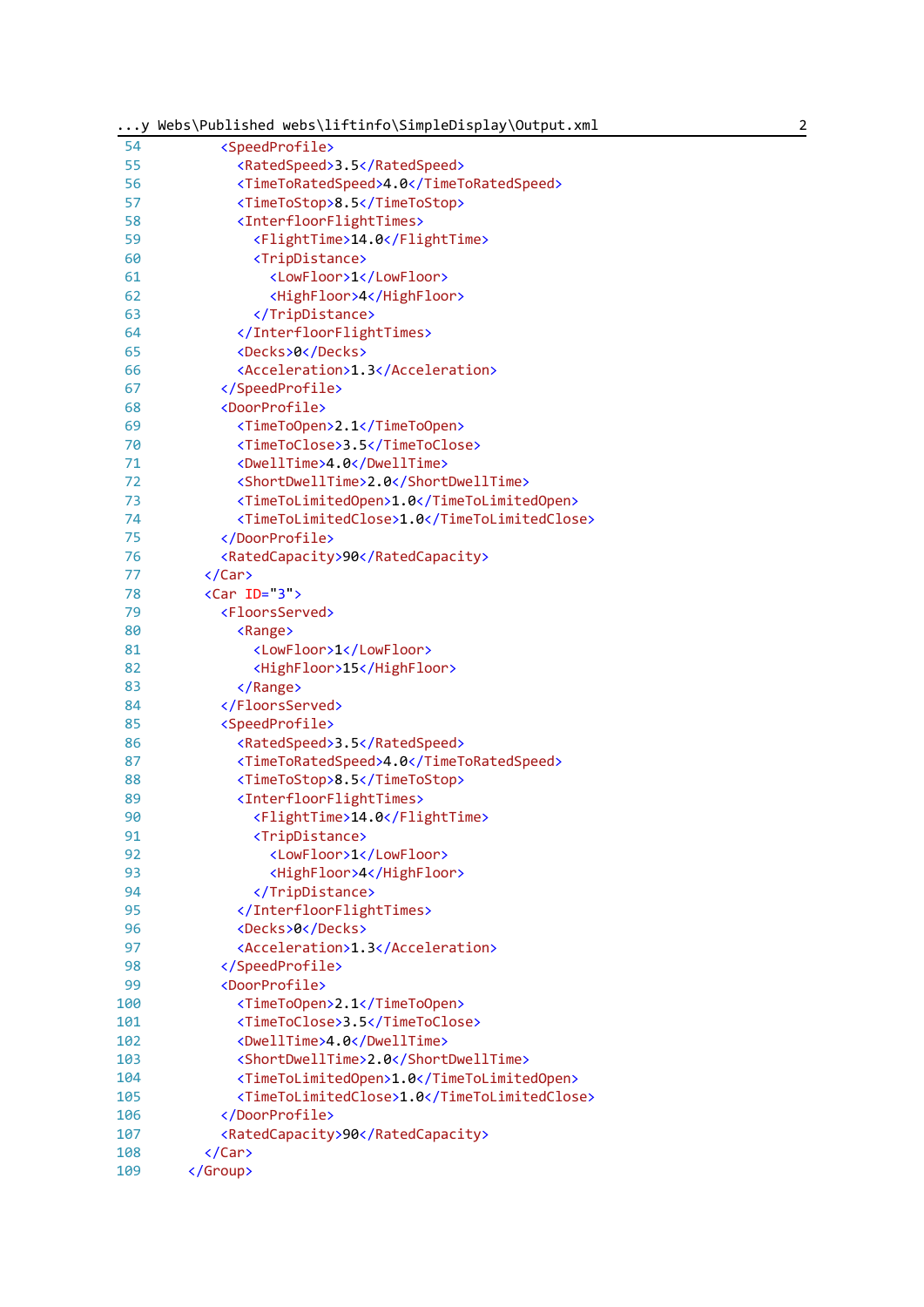```xml
        <SpeedProfile>
          <RatedSpeed>3.5</RatedSpeed>
          <TimeToRatedSpeed>4.0</TimeToRatedSpeed>
          <TimeToStop>8.5</TimeToStop>
          <InterfloorFlightTimes>
            <FlightTime>14.0</FlightTime>
            <TripDistance>
              <LowFloor>1</LowFloor>
              <HighFloor>4</HighFloor>
            </TripDistance>
          </InterfloorFlightTimes>
          <Decks>0</Decks>
          <Acceleration>1.3</Acceleration>
        </SpeedProfile>
        <DoorProfile>
          <TimeToOpen>2.1</TimeToOpen>
          <TimeToClose>3.5</TimeToClose>
          <DwellTime>4.0</DwellTime>
          <ShortDwellTime>2.0</ShortDwellTime>
          <TimeToLimitedOpen>1.0</TimeToLimitedOpen>
          <TimeToLimitedClose>1.0</TimeToLimitedClose>
        </DoorProfile>
        <RatedCapacity>90</RatedCapacity>
      </Car>
      <Car ID="3">
        <FloorsServed>
          <Range>
            <LowFloor>1</LowFloor>
            <HighFloor>15</HighFloor>
          </Range>
        </FloorsServed>
        <SpeedProfile>
          <RatedSpeed>3.5</RatedSpeed>
          <TimeToRatedSpeed>4.0</TimeToRatedSpeed>
          <TimeToStop>8.5</TimeToStop>
          <InterfloorFlightTimes>
            <FlightTime>14.0</FlightTime>
            <TripDistance>
              <LowFloor>1</LowFloor>
              <HighFloor>4</HighFloor>
            </TripDistance>
          </InterfloorFlightTimes>
          <Decks>0</Decks>
          <Acceleration>1.3</Acceleration>
        </SpeedProfile>
        <DoorProfile>
          <TimeToOpen>2.1</TimeToOpen>
          <TimeToClose>3.5</TimeToClose>
          <DwellTime>4.0</DwellTime>
          <ShortDwellTime>2.0</ShortDwellTime>
          <TimeToLimitedOpen>1.0</TimeToLimitedOpen>
          <TimeToLimitedClose>1.0</TimeToLimitedClose>
        </DoorProfile>
        <RatedCapacity>90</RatedCapacity>
      </Car>
    </Group>
```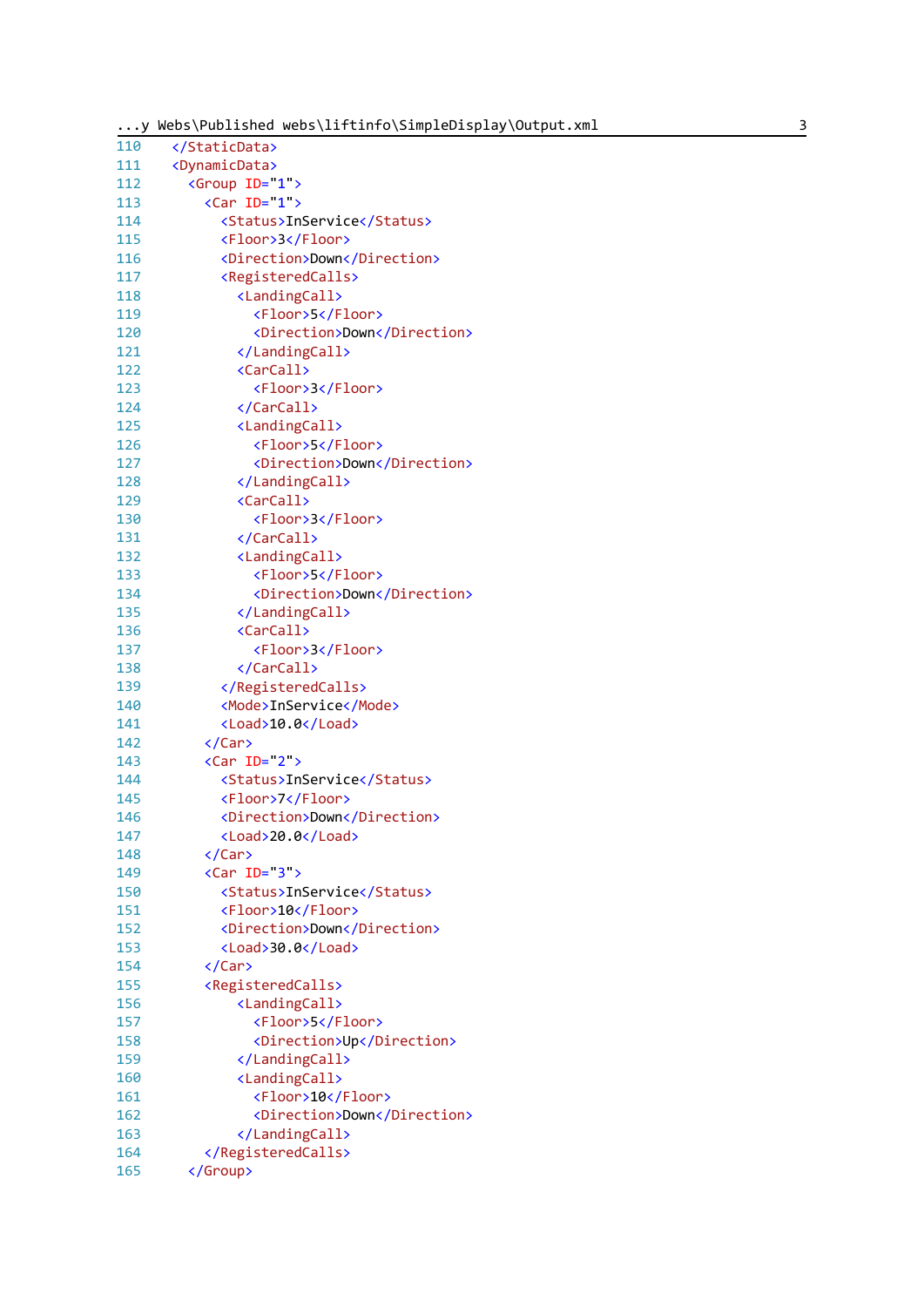```xml
  </StaticData>
  <DynamicData>
    <Group ID="1">
      <Car ID="1">
        <Status>InService</Status>
        <Floor>3</Floor>
        <Direction>Down</Direction>
        <RegisteredCalls>
          <LandingCall>
            <Floor>5</Floor>
            <Direction>Down</Direction>
          </LandingCall>
          <CarCall>
            <Floor>3</Floor>
          </CarCall>
          <LandingCall>
            <Floor>5</Floor>
            <Direction>Down</Direction>
          </LandingCall>
          <CarCall>
            <Floor>3</Floor>
          </CarCall>
          <LandingCall>
            <Floor>5</Floor>
            <Direction>Down</Direction>
          </LandingCall>
          <CarCall>
            <Floor>3</Floor>
          </CarCall>
        </RegisteredCalls>
        <Mode>InService</Mode>
        <Load>10.0</Load>
      </Car>
      <Car ID="2">
        <Status>InService</Status>
        <Floor>7</Floor>
        <Direction>Down</Direction>
        <Load>20.0</Load>
      </Car>
      <Car ID="3">
        <Status>InService</Status>
        <Floor>10</Floor>
        <Direction>Down</Direction>
        <Load>30.0</Load>
      </Car>
      <RegisteredCalls>
          <LandingCall>
            <Floor>5</Floor>
            <Direction>Up</Direction>
          </LandingCall>
          <LandingCall>
            <Floor>10</Floor>
            <Direction>Down</Direction>
          </LandingCall>
      </RegisteredCalls>
    </Group>
```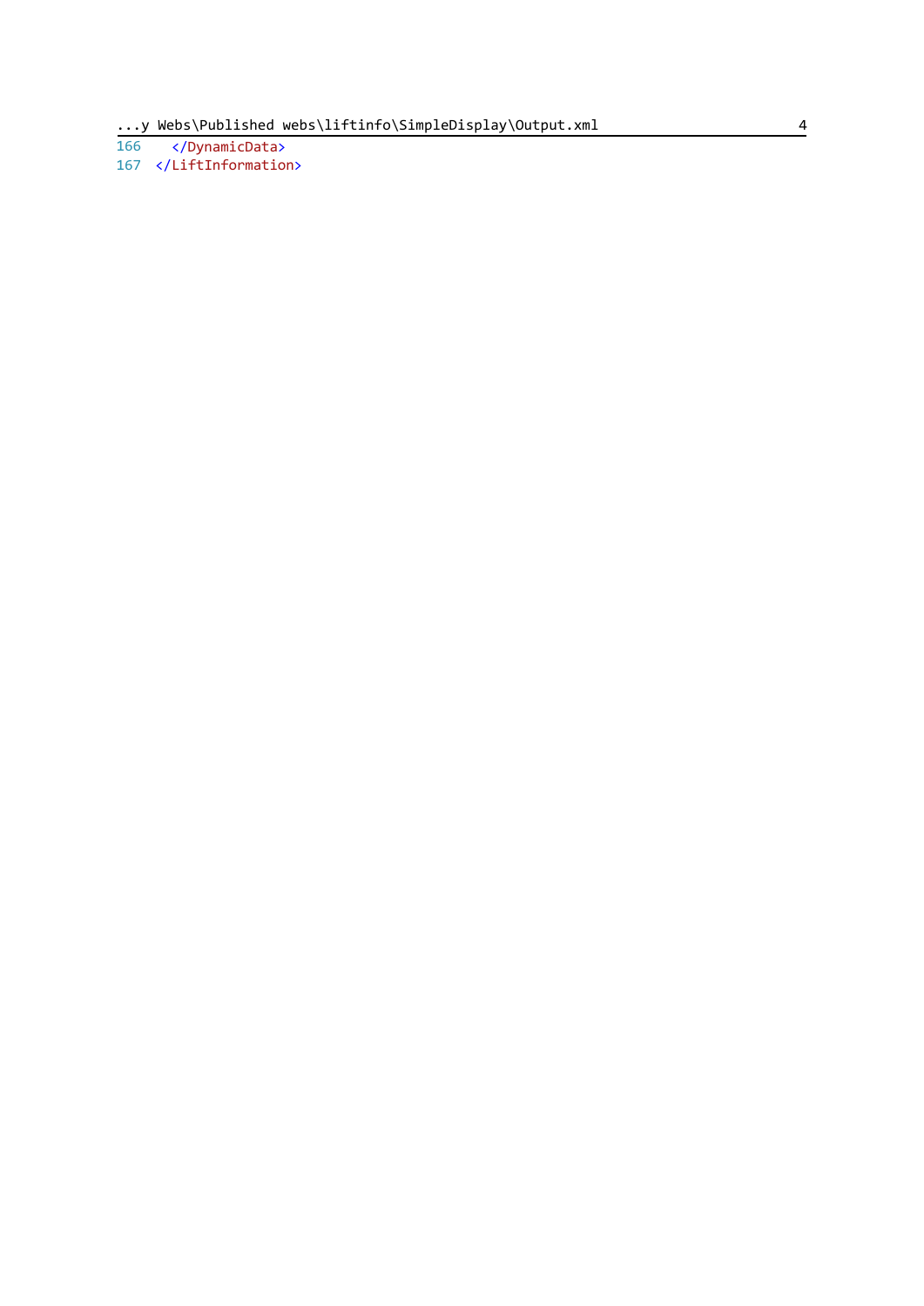```
166   </DynamicData>
167 </LiftInformation>
```